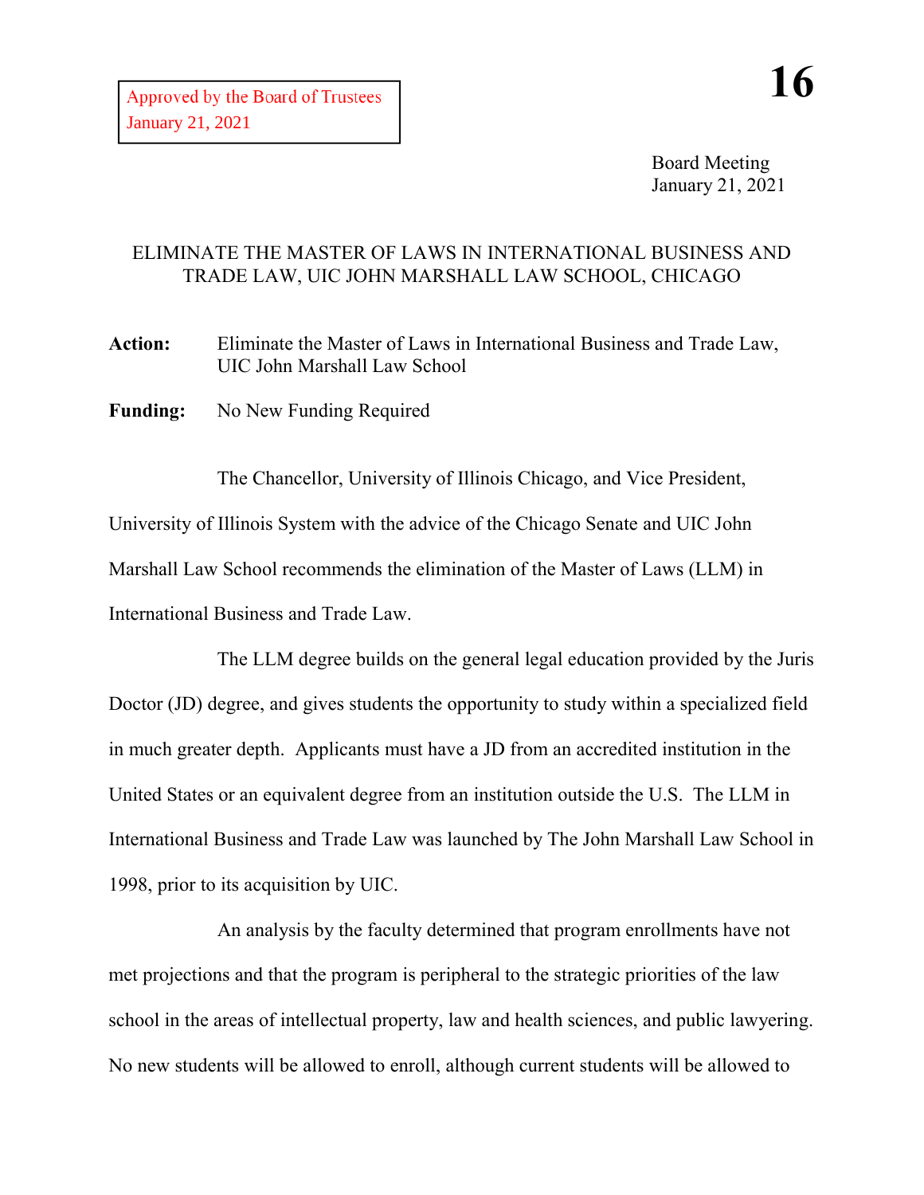Approved by the Board of Trustees
January 21, 2021

**16**

Board Meeting
January 21, 2021

# ELIMINATE THE MASTER OF LAWS IN INTERNATIONAL BUSINESS AND TRADE LAW, UIC JOHN MARSHALL LAW SCHOOL, CHICAGO

**Action:** Eliminate the Master of Laws in International Business and Trade Law, UIC John Marshall Law School

**Funding:** No New Funding Required

The Chancellor, University of Illinois Chicago, and Vice President, University of Illinois System with the advice of the Chicago Senate and UIC John Marshall Law School recommends the elimination of the Master of Laws (LLM) in International Business and Trade Law.

The LLM degree builds on the general legal education provided by the Juris Doctor (JD) degree, and gives students the opportunity to study within a specialized field in much greater depth. Applicants must have a JD from an accredited institution in the United States or an equivalent degree from an institution outside the U.S. The LLM in International Business and Trade Law was launched by The John Marshall Law School in 1998, prior to its acquisition by UIC.

An analysis by the faculty determined that program enrollments have not met projections and that the program is peripheral to the strategic priorities of the law school in the areas of intellectual property, law and health sciences, and public lawyering. No new students will be allowed to enroll, although current students will be allowed to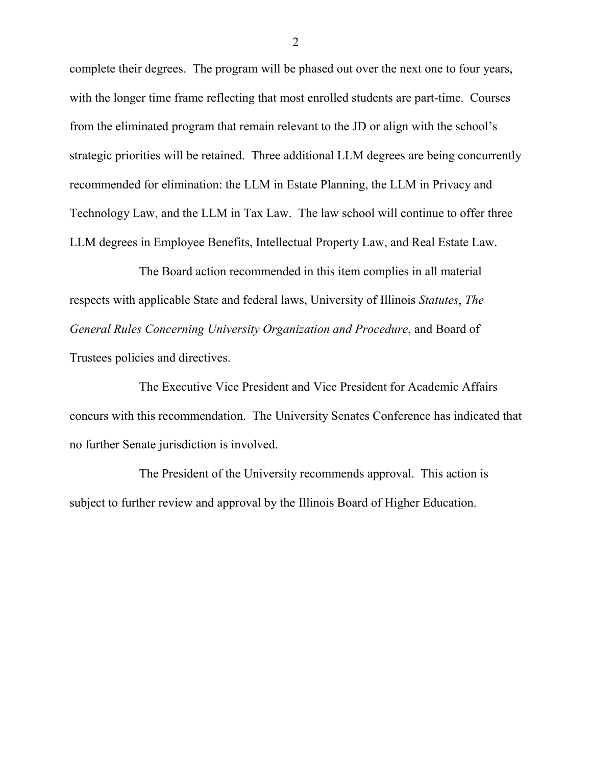complete their degrees. The program will be phased out over the next one to four years, with the longer time frame reflecting that most enrolled students are part-time. Courses from the eliminated program that remain relevant to the JD or align with the school's strategic priorities will be retained. Three additional LLM degrees are being concurrently recommended for elimination: the LLM in Estate Planning, the LLM in Privacy and Technology Law, and the LLM in Tax Law. The law school will continue to offer three LLM degrees in Employee Benefits, Intellectual Property Law, and Real Estate Law.

The Board action recommended in this item complies in all material respects with applicable State and federal laws, University of Illinois *Statutes*, *The General Rules Concerning University Organization and Procedure*, and Board of Trustees policies and directives.

The Executive Vice President and Vice President for Academic Affairs concurs with this recommendation. The University Senates Conference has indicated that no further Senate jurisdiction is involved.

The President of the University recommends approval. This action is subject to further review and approval by the Illinois Board of Higher Education.